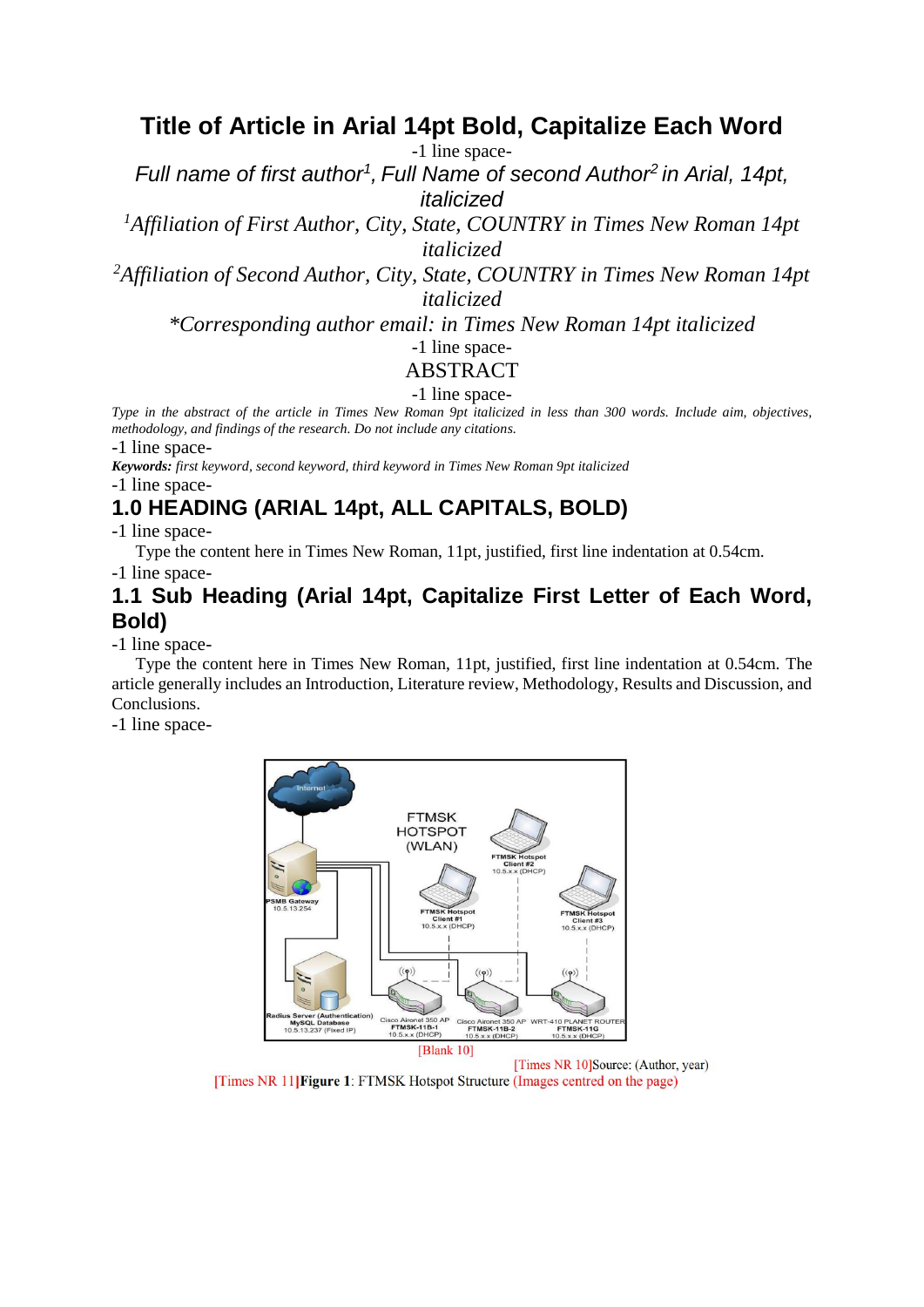# Title of Article in Arial 14pt Bold, Capitalize Each Word

-1 line space-

*Full name of first author[1], Full Name of second Author[2] in Arial, 14pt, italicized*

*[1]Affiliation of First Author, City, State, COUNTRY in Times New Roman 14pt italicized*

*[2]Affiliation of Second Author, City, State, COUNTRY in Times New Roman 14pt italicized*

*\*Corresponding author email: in Times New Roman 14pt italicized*

-1 line space-

ABSTRACT

-1 line space-

*Type in the abstract of the article in Times New Roman 9pt italicized in less than 300 words. Include aim, objectives, methodology, and findings of the research. Do not include any citations.*

-1 line space-

***Keywords:*** *first keyword, second keyword, third keyword in Times New Roman 9pt italicized*

-1 line space-

## 1.0 HEADING (ARIAL 14pt, ALL CAPITALS, BOLD)

-1 line space-

Type the content here in Times New Roman, 11pt, justified, first line indentation at 0.54cm.

-1 line space-

### 1.1 Sub Heading (Arial 14pt, Capitalize First Letter of Each Word, Bold)

-1 line space-

Type the content here in Times New Roman, 11pt, justified, first line indentation at 0.54cm. The article generally includes an Introduction, Literature review, Methodology, Results and Discussion, and Conclusions.

-1 line space-

[Blank 10]

[Times NR 10]Source: (Author, year)

[Times NR 11]**Figure 1**: FTMSK Hotspot Structure (Images centred on the page)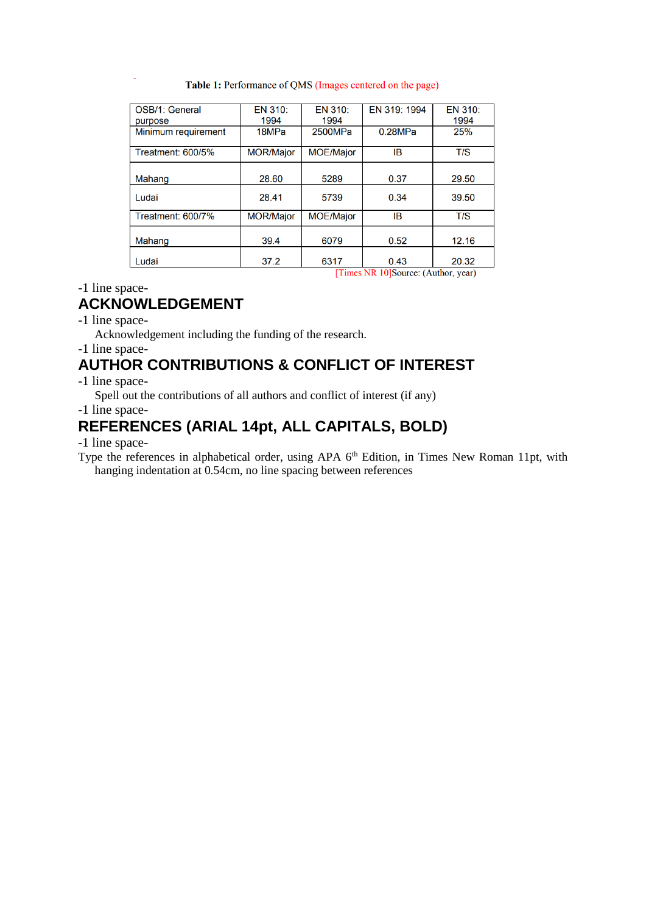**Table 1:** Performance of QMS (Images centered on the page)

| OSB/1: General purpose | EN 310: 1994 | EN 310: 1994 | EN 319: 1994 | EN 310: 1994 |
|---|---|---|---|---|
| Minimum requirement | 18MPa | 2500MPa | 0.28MPa | 25% |
| Treatment: 600/5% | MOR/Major | MOE/Major | IB | T/S |
| Mahang | 28.60 | 5289 | 0.37 | 29.50 |
| Ludai | 28.41 | 5739 | 0.34 | 39.50 |
| Treatment: 600/7% | MOR/Major | MOE/Major | IB | T/S |
| Mahang | 39.4 | 6079 | 0.52 | 12.16 |
| Ludai | 37.2 | 6317 | 0.43 | 20.32 |

[Times NR 10]Source: (Author, year)

-1 line space-

## ACKNOWLEDGEMENT

-1 line space-

Acknowledgement including the funding of the research.

-1 line space-

## AUTHOR CONTRIBUTIONS & CONFLICT OF INTEREST

-1 line space-

Spell out the contributions of all authors and conflict of interest (if any)

-1 line space-

## REFERENCES (ARIAL 14pt, ALL CAPITALS, BOLD)

-1 line space-

Type the references in alphabetical order, using APA 6th Edition, in Times New Roman 11pt, with hanging indentation at 0.54cm, no line spacing between references